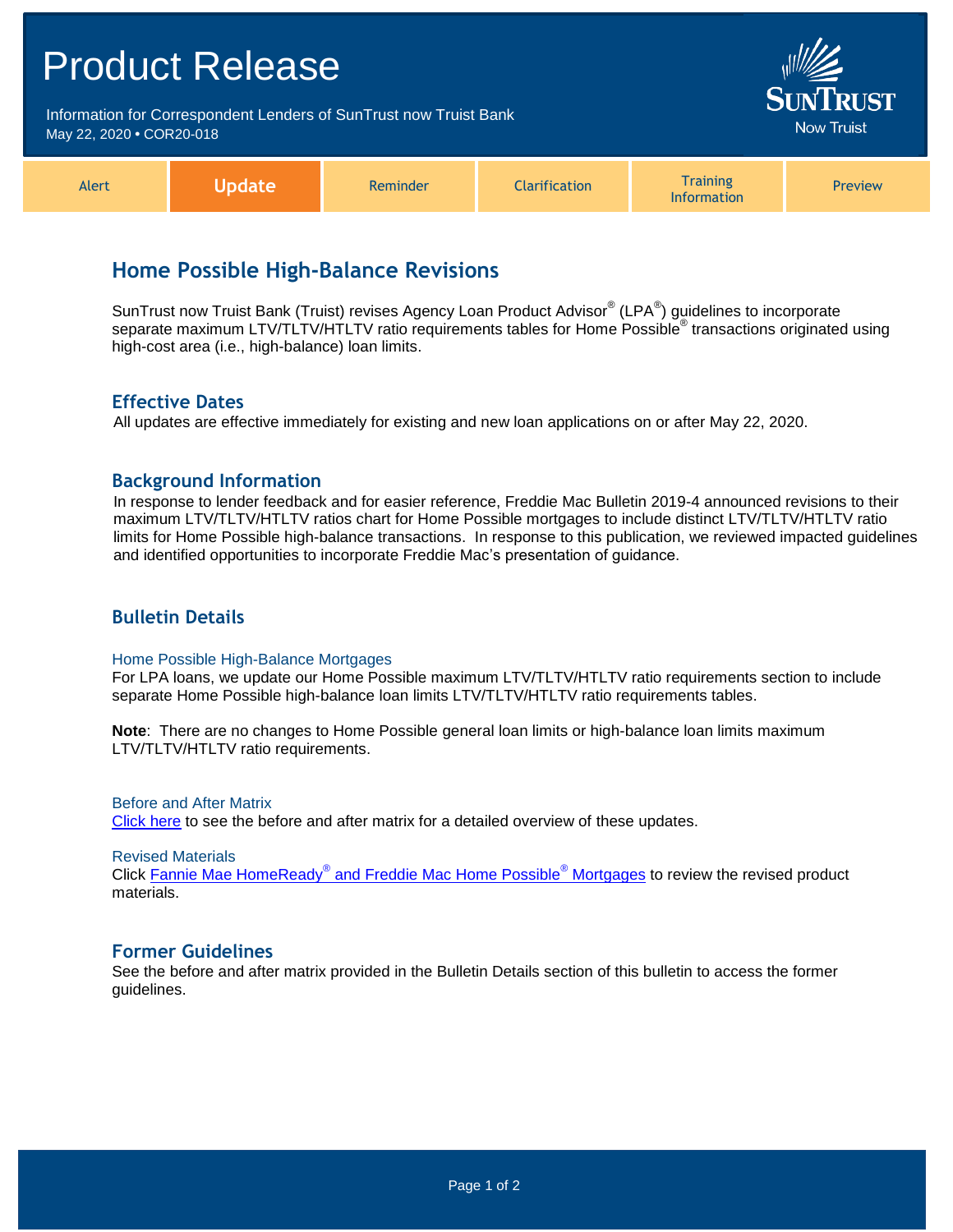# Product Release

Information for Correspondent Lenders of SunTrust now Truist Bank
May 22, 2020 • COR20-018

SunTrust Now Truist

| Alert | **Update** | Reminder | Clarification | Training Information | Preview |
|---|---|---|---|---|---|

## Home Possible High-Balance Revisions

SunTrust now Truist Bank (Truist) revises Agency Loan Product Advisor® (LPA®) guidelines to incorporate separate maximum LTV/TLTV/HTLTV ratio requirements tables for Home Possible® transactions originated using high-cost area (i.e., high-balance) loan limits.

## Effective Dates

All updates are effective immediately for existing and new loan applications on or after May 22, 2020.

## Background Information

In response to lender feedback and for easier reference, Freddie Mac Bulletin 2019-4 announced revisions to their maximum LTV/TLTV/HTLTV ratios chart for Home Possible mortgages to include distinct LTV/TLTV/HTLTV ratio limits for Home Possible high-balance transactions. In response to this publication, we reviewed impacted guidelines and identified opportunities to incorporate Freddie Mac's presentation of guidance.

## Bulletin Details

### Home Possible High-Balance Mortgages

For LPA loans, we update our Home Possible maximum LTV/TLTV/HTLTV ratio requirements section to include separate Home Possible high-balance loan limits LTV/TLTV/HTLTV ratio requirements tables.

**Note**: There are no changes to Home Possible general loan limits or high-balance loan limits maximum LTV/TLTV/HTLTV ratio requirements.

### Before and After Matrix

Click here to see the before and after matrix for a detailed overview of these updates.

### Revised Materials

Click Fannie Mae HomeReady® and Freddie Mac Home Possible® Mortgages to review the revised product materials.

## Former Guidelines

See the before and after matrix provided in the Bulletin Details section of this bulletin to access the former guidelines.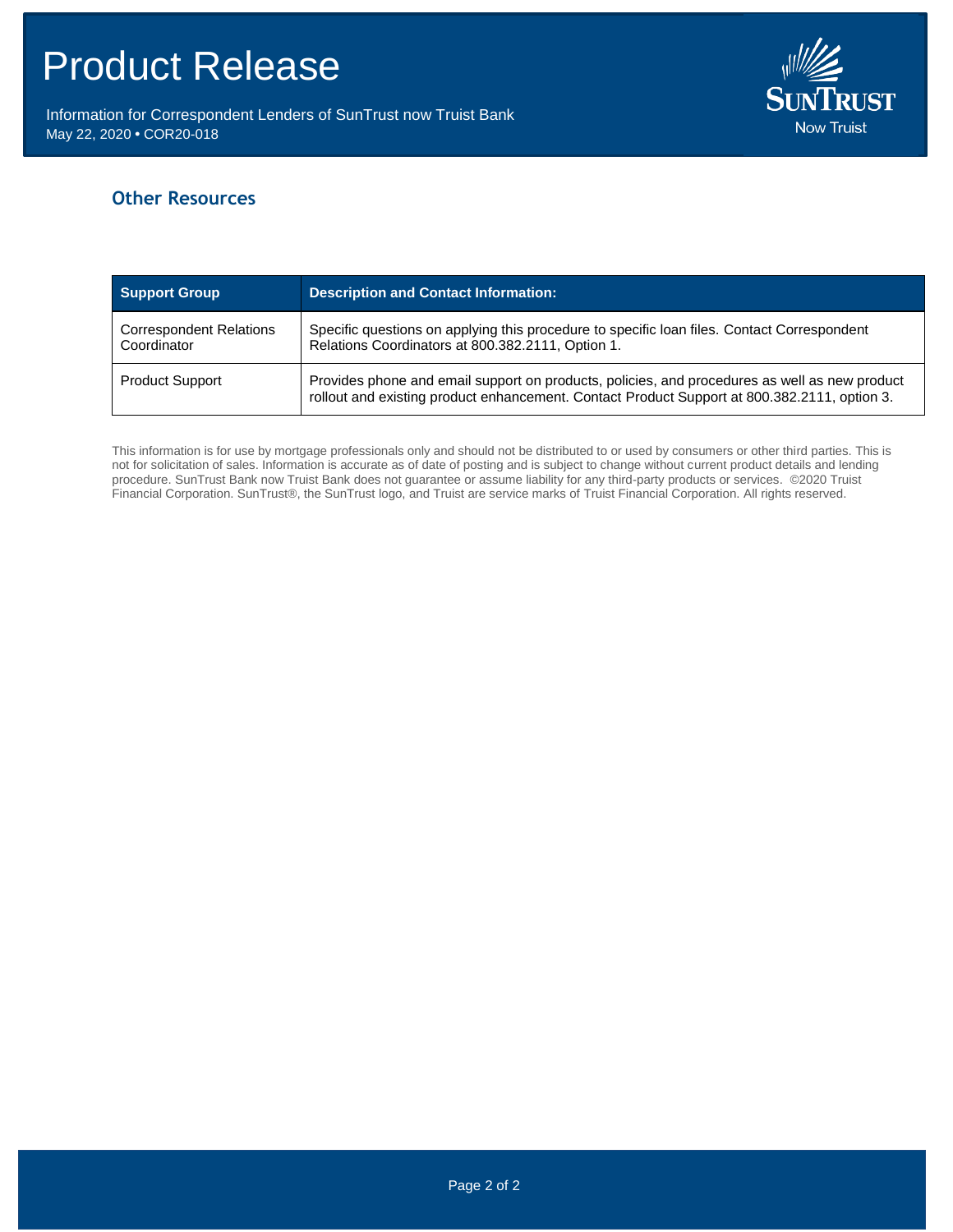## Other Resources

| Support Group | Description and Contact Information: |
|---|---|
| Correspondent Relations Coordinator | Specific questions on applying this procedure to specific loan files. Contact Correspondent Relations Coordinators at 800.382.2111, Option 1. |
| Product Support | Provides phone and email support on products, policies, and procedures as well as new product rollout and existing product enhancement. Contact Product Support at 800.382.2111, option 3. |

This information is for use by mortgage professionals only and should not be distributed to or used by consumers or other third parties. This is not for solicitation of sales. Information is accurate as of date of posting and is subject to change without current product details and lending procedure. SunTrust Bank now Truist Bank does not guarantee or assume liability for any third-party products or services. ©2020 Truist Financial Corporation. SunTrust®, the SunTrust logo, and Truist are service marks of Truist Financial Corporation. All rights reserved.